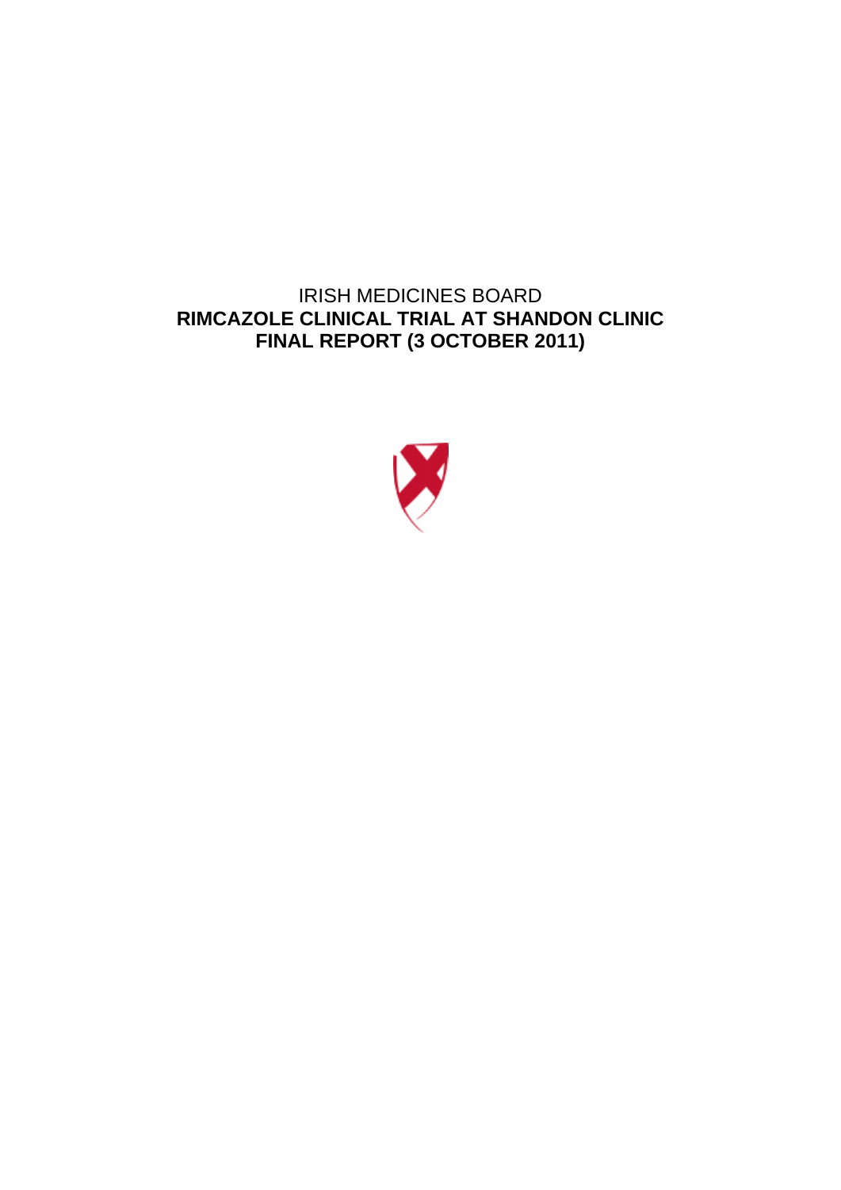IRISH MEDICINES BOARD

# RIMCAZOLE CLINICAL TRIAL AT SHANDON CLINIC

# FINAL REPORT (3 OCTOBER 2011)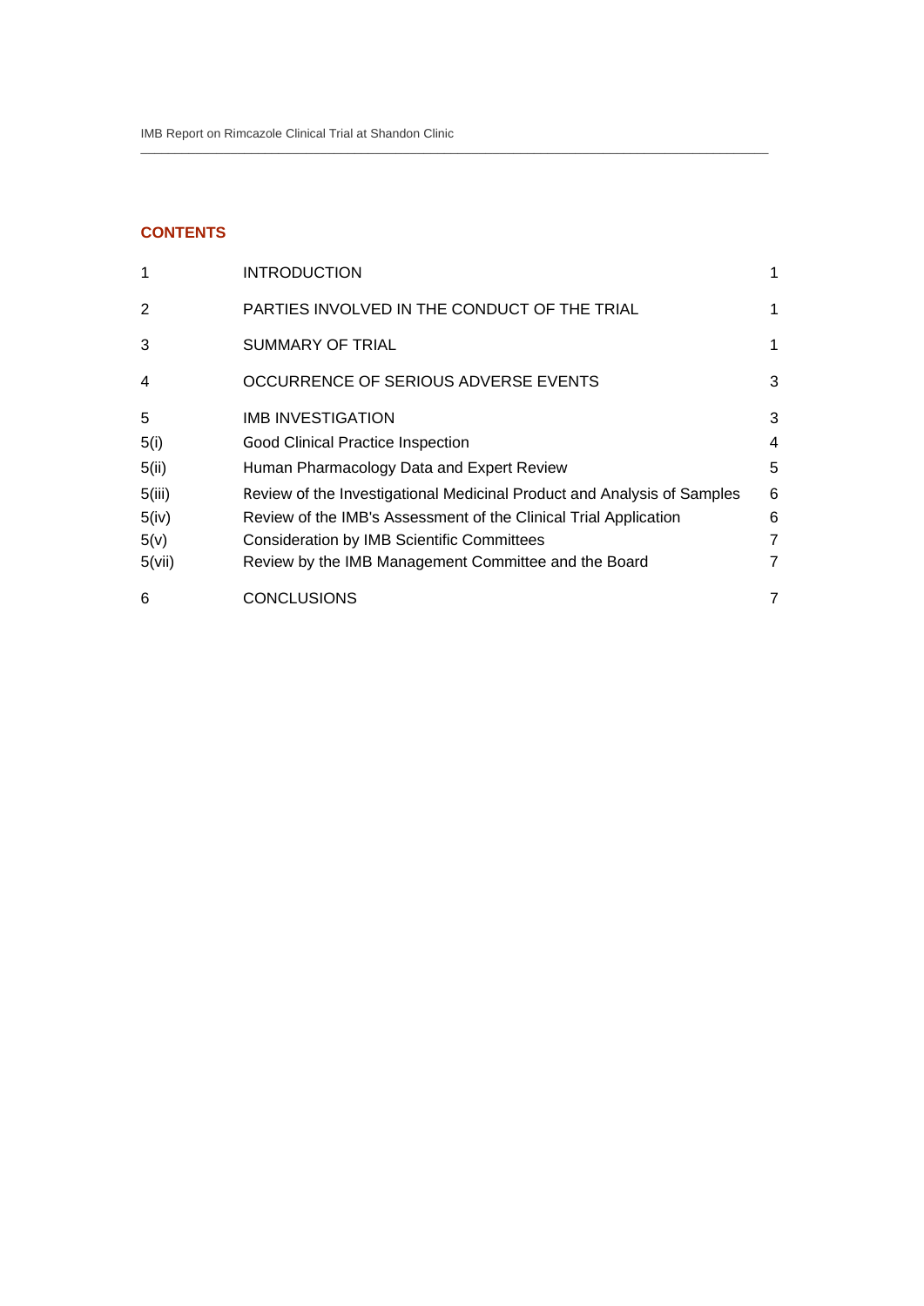## CONTENTS

| | | |
|---|---|---|
| 1 | INTRODUCTION | 1 |
| 2 | PARTIES INVOLVED IN THE CONDUCT OF THE TRIAL | 1 |
| 3 | SUMMARY OF TRIAL | 1 |
| 4 | OCCURRENCE OF SERIOUS ADVERSE EVENTS | 3 |
| 5 | IMB INVESTIGATION | 3 |
| 5(i) | Good Clinical Practice Inspection | 4 |
| 5(ii) | Human Pharmacology Data and Expert Review | 5 |
| 5(iii) | Review of the Investigational Medicinal Product and Analysis of Samples | 6 |
| 5(iv) | Review of the IMB's Assessment of the Clinical Trial Application | 6 |
| 5(v) | Consideration by IMB Scientific Committees | 7 |
| 5(vii) | Review by the IMB Management Committee and the Board | 7 |
| 6 | CONCLUSIONS | 7 |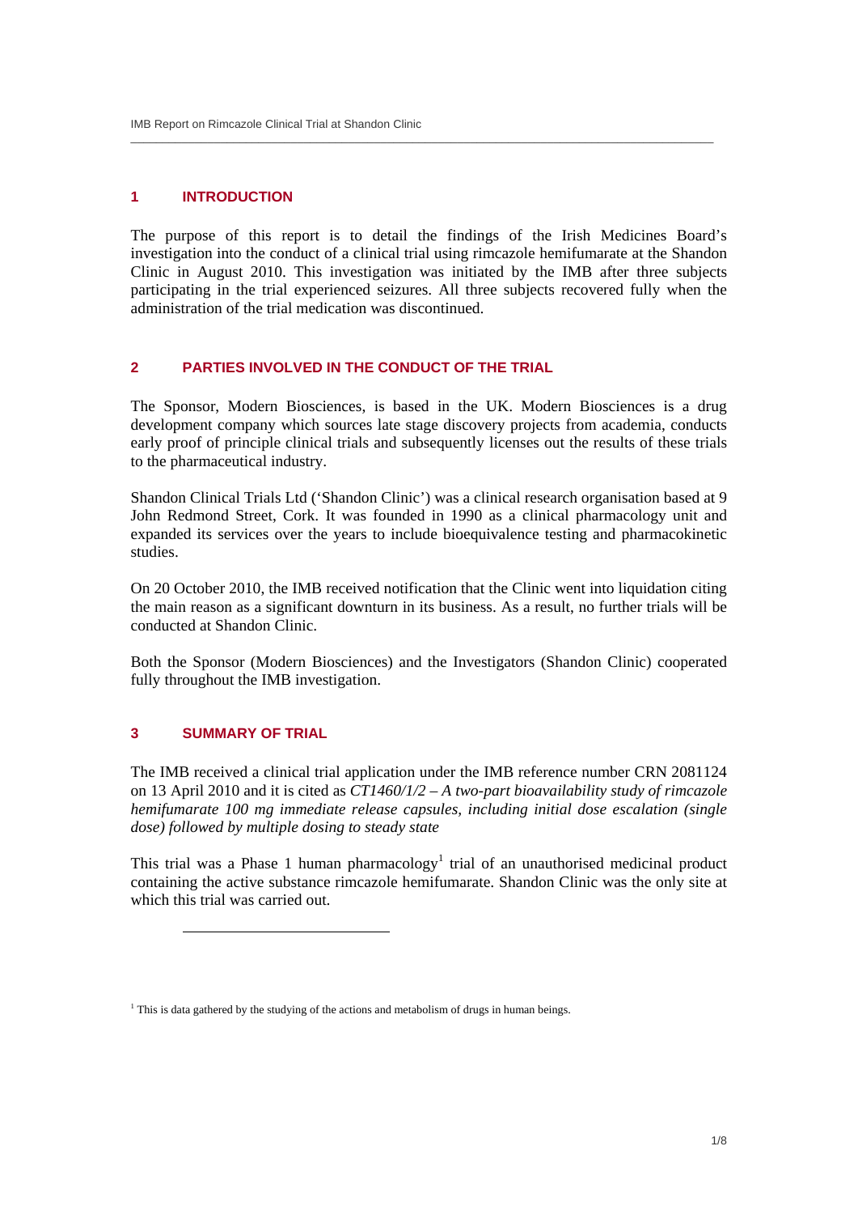## 1 INTRODUCTION

The purpose of this report is to detail the findings of the Irish Medicines Board's investigation into the conduct of a clinical trial using rimcazole hemifumarate at the Shandon Clinic in August 2010. This investigation was initiated by the IMB after three subjects participating in the trial experienced seizures. All three subjects recovered fully when the administration of the trial medication was discontinued.

## 2 PARTIES INVOLVED IN THE CONDUCT OF THE TRIAL

The Sponsor, Modern Biosciences, is based in the UK. Modern Biosciences is a drug development company which sources late stage discovery projects from academia, conducts early proof of principle clinical trials and subsequently licenses out the results of these trials to the pharmaceutical industry.

Shandon Clinical Trials Ltd ('Shandon Clinic') was a clinical research organisation based at 9 John Redmond Street, Cork. It was founded in 1990 as a clinical pharmacology unit and expanded its services over the years to include bioequivalence testing and pharmacokinetic studies.

On 20 October 2010, the IMB received notification that the Clinic went into liquidation citing the main reason as a significant downturn in its business. As a result, no further trials will be conducted at Shandon Clinic.

Both the Sponsor (Modern Biosciences) and the Investigators (Shandon Clinic) cooperated fully throughout the IMB investigation.

## 3 SUMMARY OF TRIAL

The IMB received a clinical trial application under the IMB reference number CRN 2081124 on 13 April 2010 and it is cited as *CT1460/1/2 – A two-part bioavailability study of rimcazole hemifumarate 100 mg immediate release capsules, including initial dose escalation (single dose) followed by multiple dosing to steady state*

This trial was a Phase 1 human pharmacology[1] trial of an unauthorised medicinal product containing the active substance rimcazole hemifumarate. Shandon Clinic was the only site at which this trial was carried out.

[1] This is data gathered by the studying of the actions and metabolism of drugs in human beings.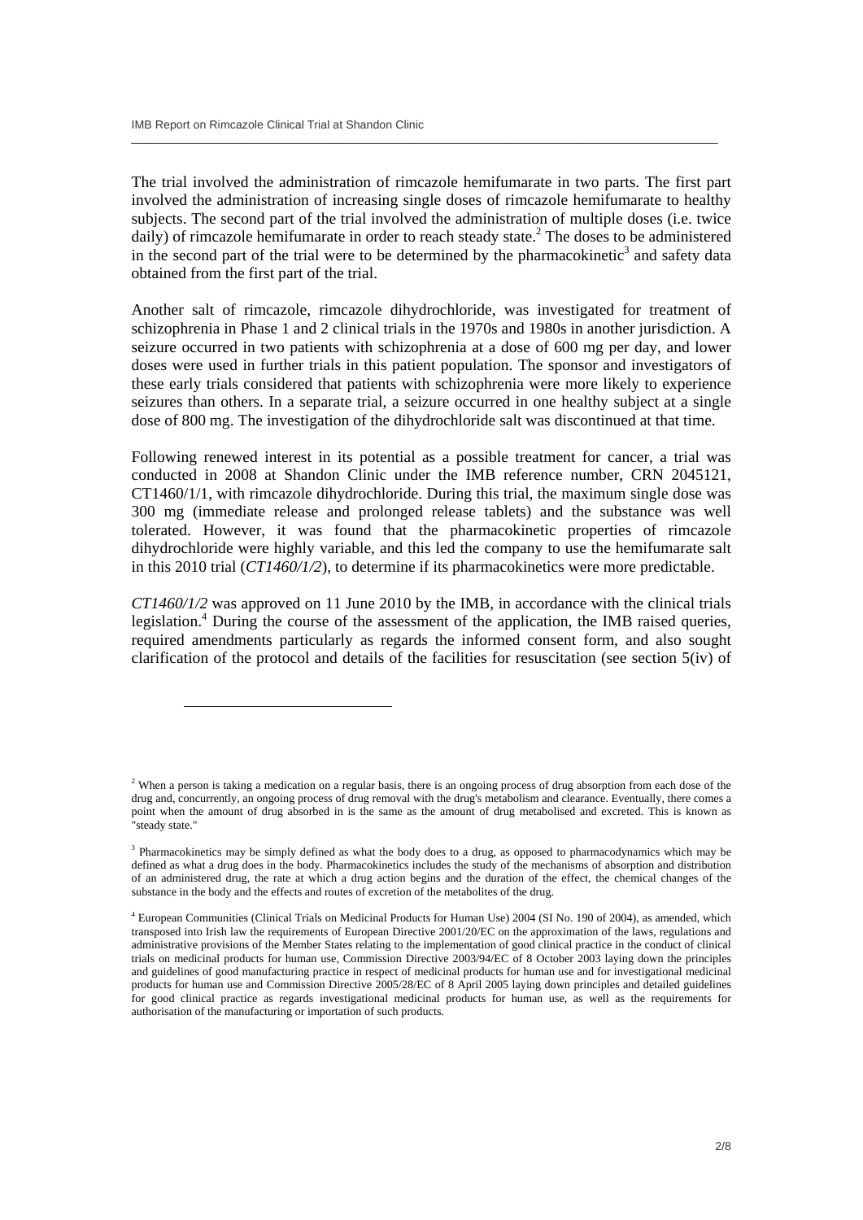The trial involved the administration of rimcazole hemifumarate in two parts. The first part involved the administration of increasing single doses of rimcazole hemifumarate to healthy subjects. The second part of the trial involved the administration of multiple doses (i.e. twice daily) of rimcazole hemifumarate in order to reach steady state.[2] The doses to be administered in the second part of the trial were to be determined by the pharmacokinetic[3] and safety data obtained from the first part of the trial.

Another salt of rimcazole, rimcazole dihydrochloride, was investigated for treatment of schizophrenia in Phase 1 and 2 clinical trials in the 1970s and 1980s in another jurisdiction. A seizure occurred in two patients with schizophrenia at a dose of 600 mg per day, and lower doses were used in further trials in this patient population. The sponsor and investigators of these early trials considered that patients with schizophrenia were more likely to experience seizures than others. In a separate trial, a seizure occurred in one healthy subject at a single dose of 800 mg. The investigation of the dihydrochloride salt was discontinued at that time.

Following renewed interest in its potential as a possible treatment for cancer, a trial was conducted in 2008 at Shandon Clinic under the IMB reference number, CRN 2045121, CT1460/1/1, with rimcazole dihydrochloride. During this trial, the maximum single dose was 300 mg (immediate release and prolonged release tablets) and the substance was well tolerated. However, it was found that the pharmacokinetic properties of rimcazole dihydrochloride were highly variable, and this led the company to use the hemifumarate salt in this 2010 trial (*CT1460/1/2*), to determine if its pharmacokinetics were more predictable.

*CT1460/1/2* was approved on 11 June 2010 by the IMB, in accordance with the clinical trials legislation.[4] During the course of the assessment of the application, the IMB raised queries, required amendments particularly as regards the informed consent form, and also sought clarification of the protocol and details of the facilities for resuscitation (see section 5(iv) of

---

[2] When a person is taking a medication on a regular basis, there is an ongoing process of drug absorption from each dose of the drug and, concurrently, an ongoing process of drug removal with the drug's metabolism and clearance. Eventually, there comes a point when the amount of drug absorbed in is the same as the amount of drug metabolised and excreted. This is known as "steady state."

[3] Pharmacokinetics may be simply defined as what the body does to a drug, as opposed to pharmacodynamics which may be defined as what a drug does in the body. Pharmacokinetics includes the study of the mechanisms of absorption and distribution of an administered drug, the rate at which a drug action begins and the duration of the effect, the chemical changes of the substance in the body and the effects and routes of excretion of the metabolites of the drug.

[4] European Communities (Clinical Trials on Medicinal Products for Human Use) 2004 (SI No. 190 of 2004), as amended, which transposed into Irish law the requirements of European Directive 2001/20/EC on the approximation of the laws, regulations and administrative provisions of the Member States relating to the implementation of good clinical practice in the conduct of clinical trials on medicinal products for human use, Commission Directive 2003/94/EC of 8 October 2003 laying down the principles and guidelines of good manufacturing practice in respect of medicinal products for human use and for investigational medicinal products for human use and Commission Directive 2005/28/EC of 8 April 2005 laying down principles and detailed guidelines for good clinical practice as regards investigational medicinal products for human use, as well as the requirements for authorisation of the manufacturing or importation of such products.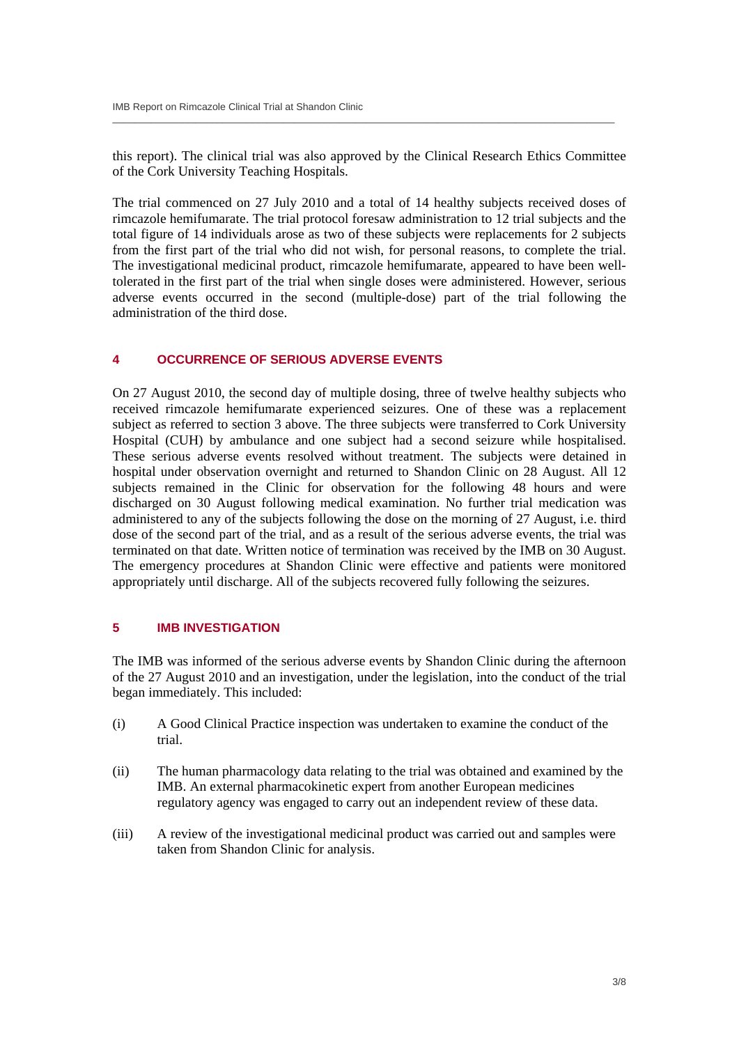this report). The clinical trial was also approved by the Clinical Research Ethics Committee of the Cork University Teaching Hospitals.

The trial commenced on 27 July 2010 and a total of 14 healthy subjects received doses of rimcazole hemifumarate. The trial protocol foresaw administration to 12 trial subjects and the total figure of 14 individuals arose as two of these subjects were replacements for 2 subjects from the first part of the trial who did not wish, for personal reasons, to complete the trial. The investigational medicinal product, rimcazole hemifumarate, appeared to have been well-tolerated in the first part of the trial when single doses were administered. However, serious adverse events occurred in the second (multiple-dose) part of the trial following the administration of the third dose.

## 4 OCCURRENCE OF SERIOUS ADVERSE EVENTS

On 27 August 2010, the second day of multiple dosing, three of twelve healthy subjects who received rimcazole hemifumarate experienced seizures. One of these was a replacement subject as referred to section 3 above. The three subjects were transferred to Cork University Hospital (CUH) by ambulance and one subject had a second seizure while hospitalised. These serious adverse events resolved without treatment. The subjects were detained in hospital under observation overnight and returned to Shandon Clinic on 28 August. All 12 subjects remained in the Clinic for observation for the following 48 hours and were discharged on 30 August following medical examination. No further trial medication was administered to any of the subjects following the dose on the morning of 27 August, i.e. third dose of the second part of the trial, and as a result of the serious adverse events, the trial was terminated on that date. Written notice of termination was received by the IMB on 30 August. The emergency procedures at Shandon Clinic were effective and patients were monitored appropriately until discharge. All of the subjects recovered fully following the seizures.

## 5 IMB INVESTIGATION

The IMB was informed of the serious adverse events by Shandon Clinic during the afternoon of the 27 August 2010 and an investigation, under the legislation, into the conduct of the trial began immediately. This included:

(i) A Good Clinical Practice inspection was undertaken to examine the conduct of the trial.

(ii) The human pharmacology data relating to the trial was obtained and examined by the IMB. An external pharmacokinetic expert from another European medicines regulatory agency was engaged to carry out an independent review of these data.

(iii) A review of the investigational medicinal product was carried out and samples were taken from Shandon Clinic for analysis.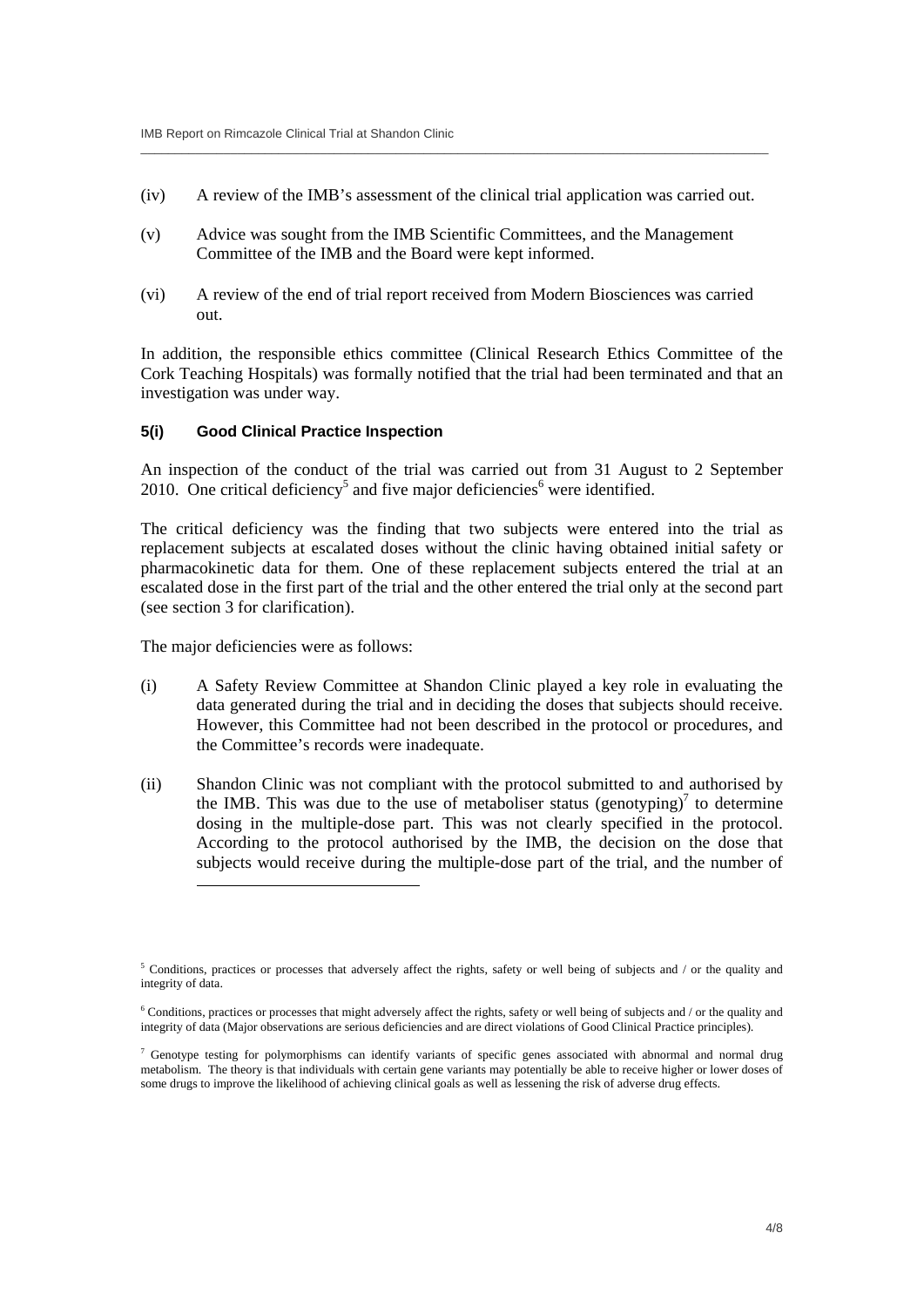(iv) A review of the IMB's assessment of the clinical trial application was carried out.

(v) Advice was sought from the IMB Scientific Committees, and the Management Committee of the IMB and the Board were kept informed.

(vi) A review of the end of trial report received from Modern Biosciences was carried out.

In addition, the responsible ethics committee (Clinical Research Ethics Committee of the Cork Teaching Hospitals) was formally notified that the trial had been terminated and that an investigation was under way.

#### 5(i) Good Clinical Practice Inspection

An inspection of the conduct of the trial was carried out from 31 August to 2 September 2010. One critical deficiency[5] and five major deficiencies[6] were identified.

The critical deficiency was the finding that two subjects were entered into the trial as replacement subjects at escalated doses without the clinic having obtained initial safety or pharmacokinetic data for them. One of these replacement subjects entered the trial at an escalated dose in the first part of the trial and the other entered the trial only at the second part (see section 3 for clarification).

The major deficiencies were as follows:

(i) A Safety Review Committee at Shandon Clinic played a key role in evaluating the data generated during the trial and in deciding the doses that subjects should receive. However, this Committee had not been described in the protocol or procedures, and the Committee's records were inadequate.

(ii) Shandon Clinic was not compliant with the protocol submitted to and authorised by the IMB. This was due to the use of metaboliser status (genotyping)[7] to determine dosing in the multiple-dose part. This was not clearly specified in the protocol. According to the protocol authorised by the IMB, the decision on the dose that subjects would receive during the multiple-dose part of the trial, and the number of

---

[5] Conditions, practices or processes that adversely affect the rights, safety or well being of subjects and / or the quality and integrity of data.

[6] Conditions, practices or processes that might adversely affect the rights, safety or well being of subjects and / or the quality and integrity of data (Major observations are serious deficiencies and are direct violations of Good Clinical Practice principles).

[7] Genotype testing for polymorphisms can identify variants of specific genes associated with abnormal and normal drug metabolism. The theory is that individuals with certain gene variants may potentially be able to receive higher or lower doses of some drugs to improve the likelihood of achieving clinical goals as well as lessening the risk of adverse drug effects.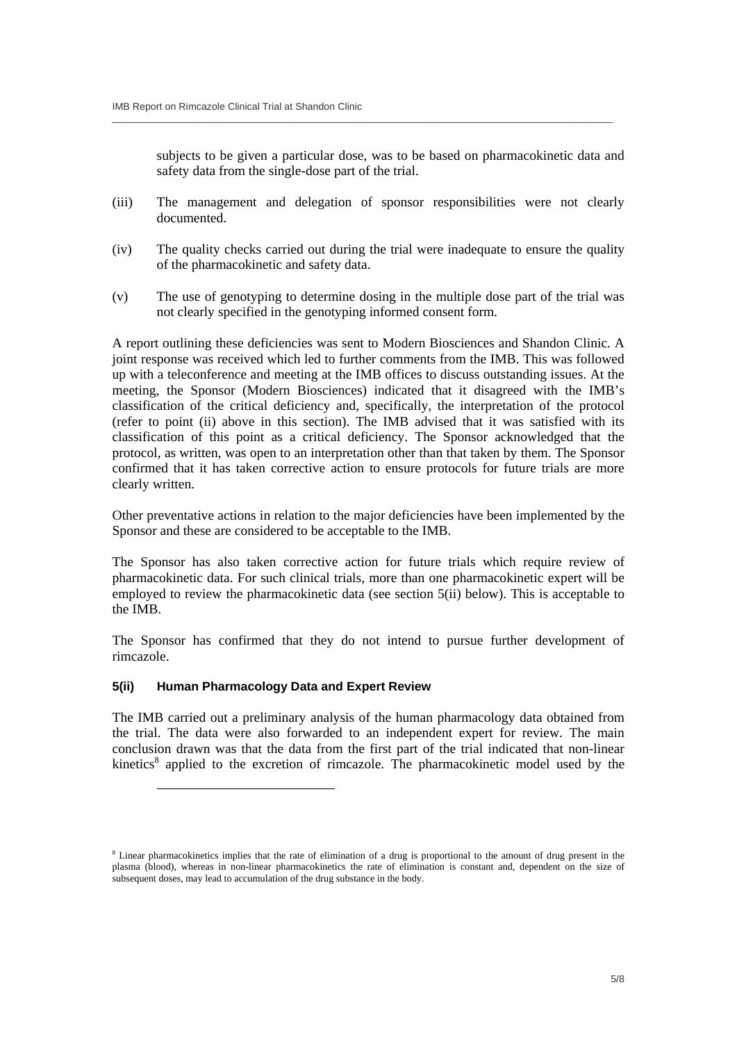subjects to be given a particular dose, was to be based on pharmacokinetic data and safety data from the single-dose part of the trial.

(iii) The management and delegation of sponsor responsibilities were not clearly documented.

(iv) The quality checks carried out during the trial were inadequate to ensure the quality of the pharmacokinetic and safety data.

(v) The use of genotyping to determine dosing in the multiple dose part of the trial was not clearly specified in the genotyping informed consent form.

A report outlining these deficiencies was sent to Modern Biosciences and Shandon Clinic. A joint response was received which led to further comments from the IMB. This was followed up with a teleconference and meeting at the IMB offices to discuss outstanding issues. At the meeting, the Sponsor (Modern Biosciences) indicated that it disagreed with the IMB's classification of the critical deficiency and, specifically, the interpretation of the protocol (refer to point (ii) above in this section). The IMB advised that it was satisfied with its classification of this point as a critical deficiency. The Sponsor acknowledged that the protocol, as written, was open to an interpretation other than that taken by them. The Sponsor confirmed that it has taken corrective action to ensure protocols for future trials are more clearly written.

Other preventative actions in relation to the major deficiencies have been implemented by the Sponsor and these are considered to be acceptable to the IMB.

The Sponsor has also taken corrective action for future trials which require review of pharmacokinetic data. For such clinical trials, more than one pharmacokinetic expert will be employed to review the pharmacokinetic data (see section 5(ii) below). This is acceptable to the IMB.

The Sponsor has confirmed that they do not intend to pursue further development of rimcazole.

#### 5(ii) Human Pharmacology Data and Expert Review

The IMB carried out a preliminary analysis of the human pharmacology data obtained from the trial. The data were also forwarded to an independent expert for review. The main conclusion drawn was that the data from the first part of the trial indicated that non-linear kinetics[8] applied to the excretion of rimcazole. The pharmacokinetic model used by the

---

[8] Linear pharmacokinetics implies that the rate of elimination of a drug is proportional to the amount of drug present in the plasma (blood), whereas in non-linear pharmacokinetics the rate of elimination is constant and, dependent on the size of subsequent doses, may lead to accumulation of the drug substance in the body.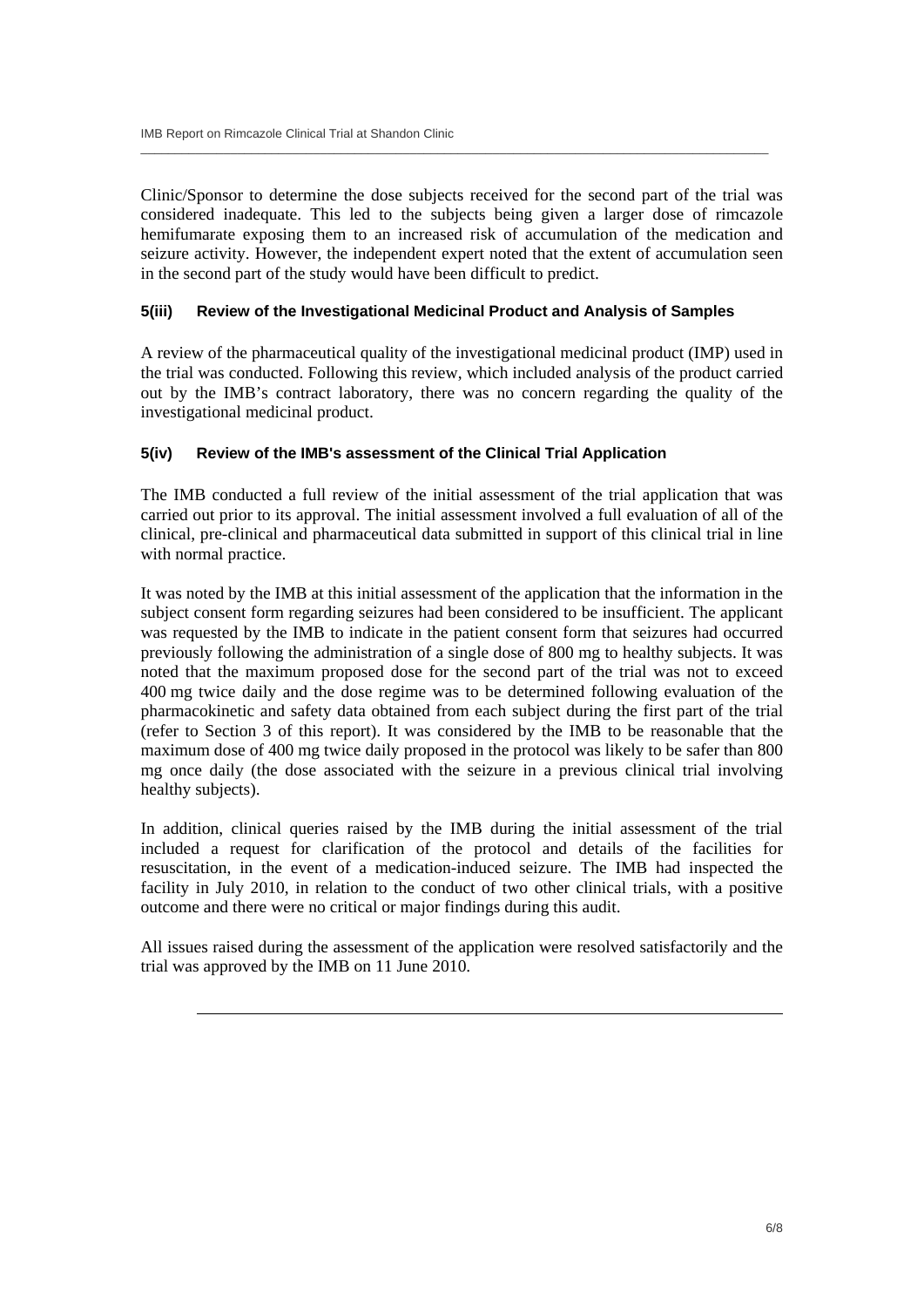Clinic/Sponsor to determine the dose subjects received for the second part of the trial was considered inadequate. This led to the subjects being given a larger dose of rimcazole hemifumarate exposing them to an increased risk of accumulation of the medication and seizure activity. However, the independent expert noted that the extent of accumulation seen in the second part of the study would have been difficult to predict.

### 5(iii) Review of the Investigational Medicinal Product and Analysis of Samples

A review of the pharmaceutical quality of the investigational medicinal product (IMP) used in the trial was conducted. Following this review, which included analysis of the product carried out by the IMB's contract laboratory, there was no concern regarding the quality of the investigational medicinal product.

### 5(iv) Review of the IMB's assessment of the Clinical Trial Application

The IMB conducted a full review of the initial assessment of the trial application that was carried out prior to its approval. The initial assessment involved a full evaluation of all of the clinical, pre-clinical and pharmaceutical data submitted in support of this clinical trial in line with normal practice.

It was noted by the IMB at this initial assessment of the application that the information in the subject consent form regarding seizures had been considered to be insufficient. The applicant was requested by the IMB to indicate in the patient consent form that seizures had occurred previously following the administration of a single dose of 800 mg to healthy subjects. It was noted that the maximum proposed dose for the second part of the trial was not to exceed 400 mg twice daily and the dose regime was to be determined following evaluation of the pharmacokinetic and safety data obtained from each subject during the first part of the trial (refer to Section 3 of this report). It was considered by the IMB to be reasonable that the maximum dose of 400 mg twice daily proposed in the protocol was likely to be safer than 800 mg once daily (the dose associated with the seizure in a previous clinical trial involving healthy subjects).

In addition, clinical queries raised by the IMB during the initial assessment of the trial included a request for clarification of the protocol and details of the facilities for resuscitation, in the event of a medication-induced seizure. The IMB had inspected the facility in July 2010, in relation to the conduct of two other clinical trials, with a positive outcome and there were no critical or major findings during this audit.

All issues raised during the assessment of the application were resolved satisfactorily and the trial was approved by the IMB on 11 June 2010.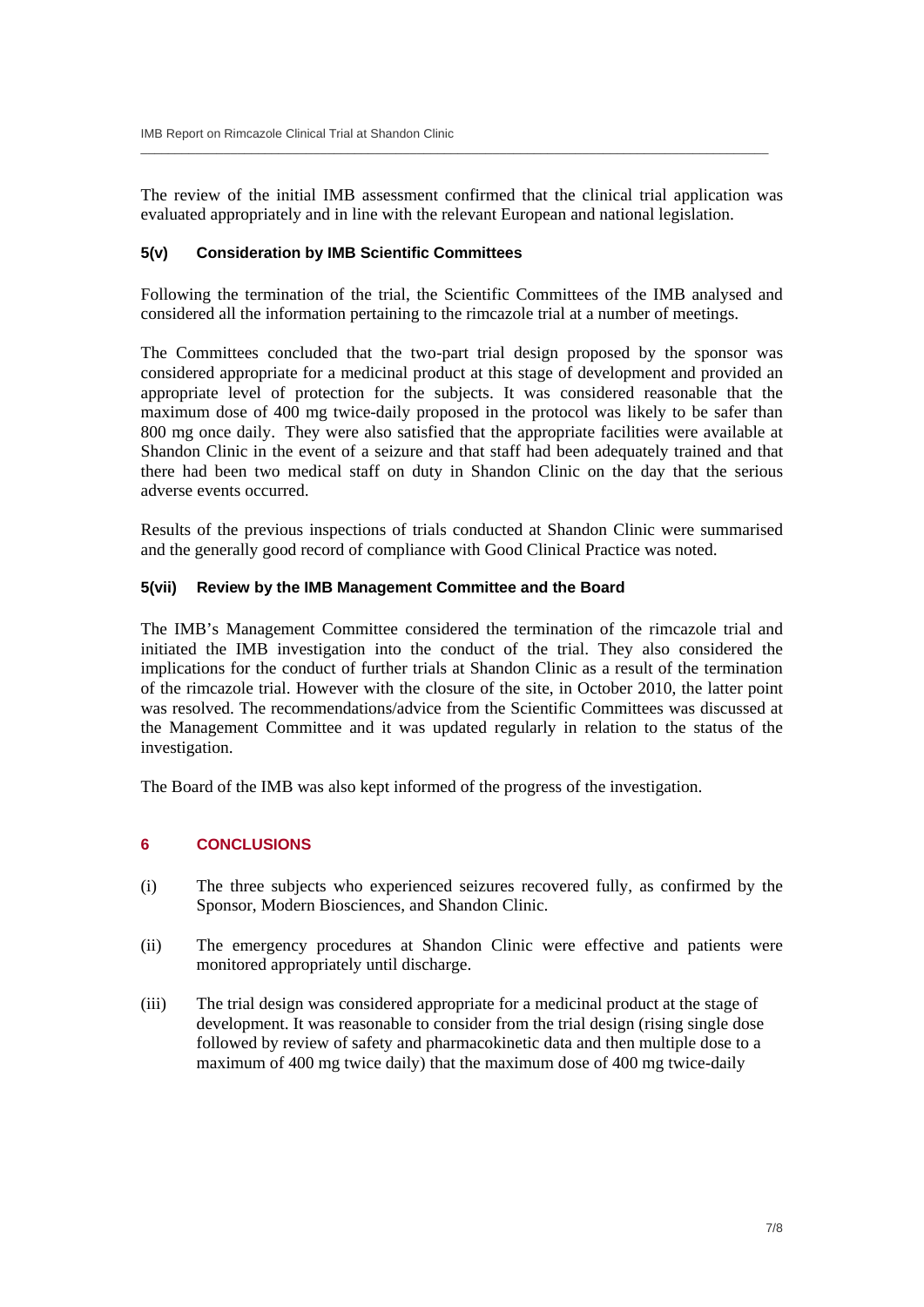The review of the initial IMB assessment confirmed that the clinical trial application was evaluated appropriately and in line with the relevant European and national legislation.

### 5(v) Consideration by IMB Scientific Committees

Following the termination of the trial, the Scientific Committees of the IMB analysed and considered all the information pertaining to the rimcazole trial at a number of meetings.

The Committees concluded that the two-part trial design proposed by the sponsor was considered appropriate for a medicinal product at this stage of development and provided an appropriate level of protection for the subjects. It was considered reasonable that the maximum dose of 400 mg twice-daily proposed in the protocol was likely to be safer than 800 mg once daily. They were also satisfied that the appropriate facilities were available at Shandon Clinic in the event of a seizure and that staff had been adequately trained and that there had been two medical staff on duty in Shandon Clinic on the day that the serious adverse events occurred.

Results of the previous inspections of trials conducted at Shandon Clinic were summarised and the generally good record of compliance with Good Clinical Practice was noted.

### 5(vii) Review by the IMB Management Committee and the Board

The IMB's Management Committee considered the termination of the rimcazole trial and initiated the IMB investigation into the conduct of the trial. They also considered the implications for the conduct of further trials at Shandon Clinic as a result of the termination of the rimcazole trial. However with the closure of the site, in October 2010, the latter point was resolved. The recommendations/advice from the Scientific Committees was discussed at the Management Committee and it was updated regularly in relation to the status of the investigation.

The Board of the IMB was also kept informed of the progress of the investigation.

## 6 CONCLUSIONS

(i) The three subjects who experienced seizures recovered fully, as confirmed by the Sponsor, Modern Biosciences, and Shandon Clinic.

(ii) The emergency procedures at Shandon Clinic were effective and patients were monitored appropriately until discharge.

(iii) The trial design was considered appropriate for a medicinal product at the stage of development. It was reasonable to consider from the trial design (rising single dose followed by review of safety and pharmacokinetic data and then multiple dose to a maximum of 400 mg twice daily) that the maximum dose of 400 mg twice-daily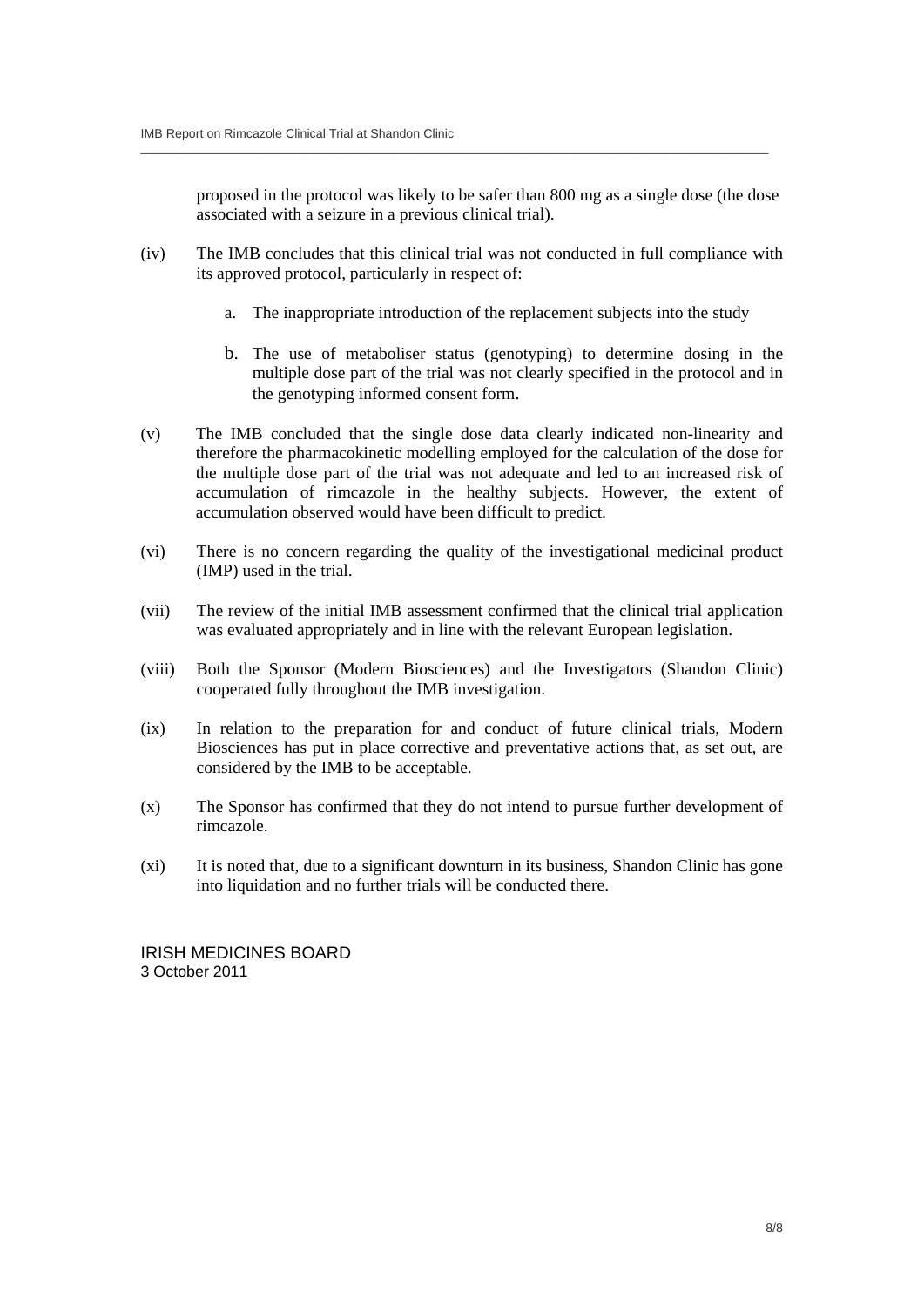proposed in the protocol was likely to be safer than 800 mg as a single dose (the dose associated with a seizure in a previous clinical trial).

(iv) The IMB concludes that this clinical trial was not conducted in full compliance with its approved protocol, particularly in respect of:

   a. The inappropriate introduction of the replacement subjects into the study

   b. The use of metaboliser status (genotyping) to determine dosing in the multiple dose part of the trial was not clearly specified in the protocol and in the genotyping informed consent form.

(v) The IMB concluded that the single dose data clearly indicated non-linearity and therefore the pharmacokinetic modelling employed for the calculation of the dose for the multiple dose part of the trial was not adequate and led to an increased risk of accumulation of rimcazole in the healthy subjects. However, the extent of accumulation observed would have been difficult to predict.

(vi) There is no concern regarding the quality of the investigational medicinal product (IMP) used in the trial.

(vii) The review of the initial IMB assessment confirmed that the clinical trial application was evaluated appropriately and in line with the relevant European legislation.

(viii) Both the Sponsor (Modern Biosciences) and the Investigators (Shandon Clinic) cooperated fully throughout the IMB investigation.

(ix) In relation to the preparation for and conduct of future clinical trials, Modern Biosciences has put in place corrective and preventative actions that, as set out, are considered by the IMB to be acceptable.

(x) The Sponsor has confirmed that they do not intend to pursue further development of rimcazole.

(xi) It is noted that, due to a significant downturn in its business, Shandon Clinic has gone into liquidation and no further trials will be conducted there.

IRISH MEDICINES BOARD
3 October 2011